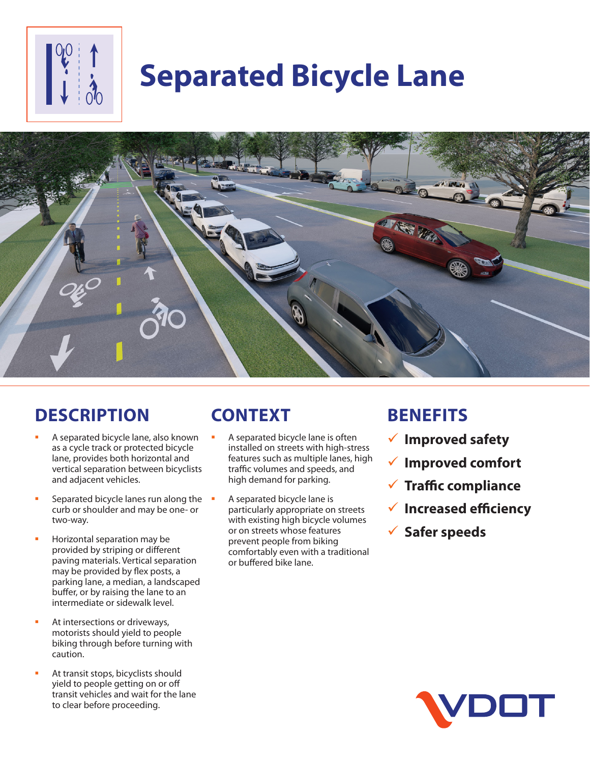# Separated Bicycle Lane

## DESCRIPTION

- A separated bicycle lane, also known as a cycle track or protected bicycle lane, provides both horizontal and vertical separation between bicyclists and adjacent vehicles.
- Separated bicycle lanes run along the curb or shoulder and may be one- or two-way.
- Horizontal separation may be provided by striping or different paving materials. Vertical separation may be provided by flex posts, a parking lane, a median, a landscaped buffer, or by raising the lane to an intermediate or sidewalk level.
- At intersections or driveways, motorists should yield to people biking through before turning with caution.
- At transit stops, bicyclists should yield to people getting on or off transit vehicles and wait for the lane to clear before proceeding.

## CONTEXT

- A separated bicycle lane is often installed on streets with high-stress features such as multiple lanes, high traffic volumes and speeds, and high demand for parking.
- A separated bicycle lane is particularly appropriate on streets with existing high bicycle volumes or on streets whose features prevent people from biking comfortably even with a traditional or buffered bike lane.

## BENEFITS

- ✓ **Improved safety**
- ✓ **Improved comfort**
- ✓ **Traffic compliance**
- ✓ **Increased efficiency**
- ✓ **Safer speeds**

VDOT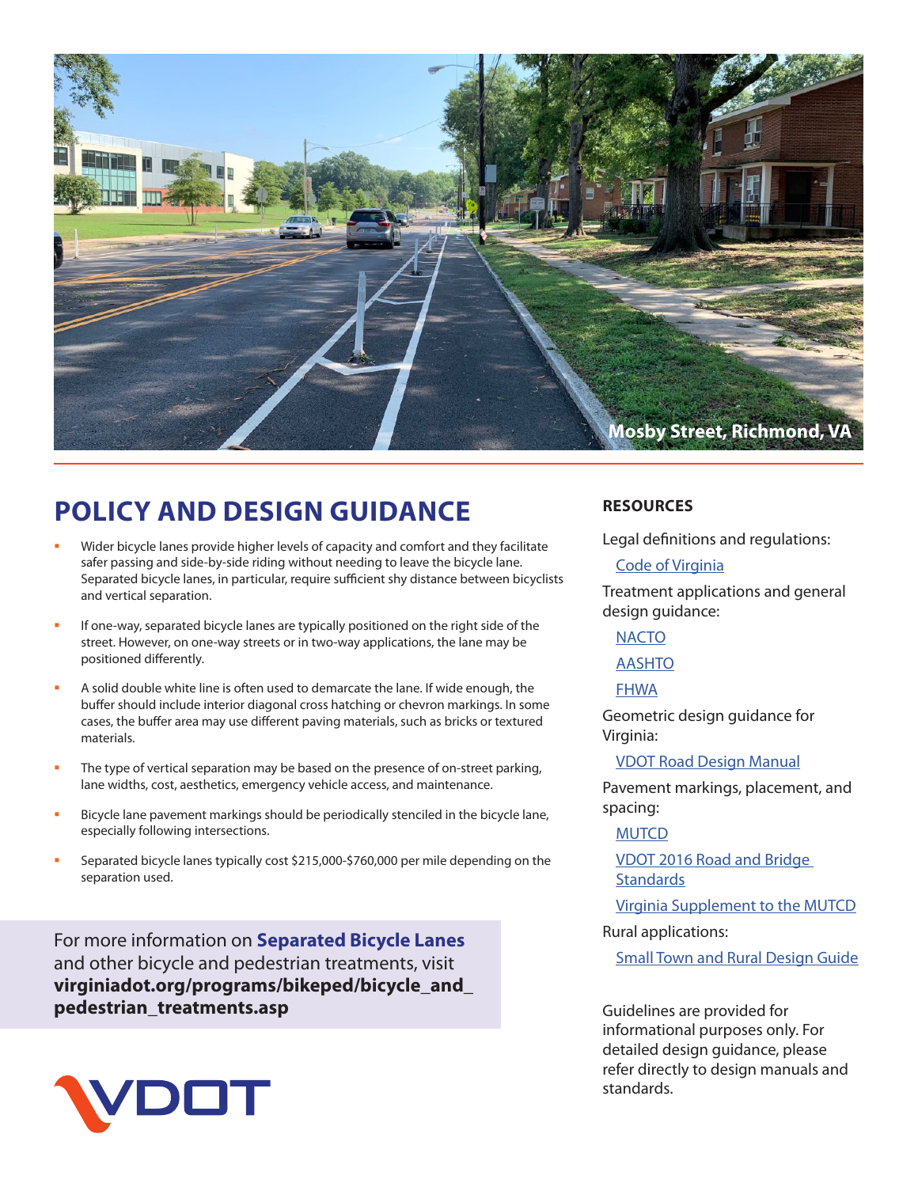Mosby Street, Richmond, VA

## POLICY AND DESIGN GUIDANCE

- Wider bicycle lanes provide higher levels of capacity and comfort and they facilitate safer passing and side-by-side riding without needing to leave the bicycle lane. Separated bicycle lanes, in particular, require sufficient shy distance between bicyclists and vertical separation.
- If one-way, separated bicycle lanes are typically positioned on the right side of the street. However, on one-way streets or in two-way applications, the lane may be positioned differently.
- A solid double white line is often used to demarcate the lane. If wide enough, the buffer should include interior diagonal cross hatching or chevron markings. In some cases, the buffer area may use different paving materials, such as bricks or textured materials.
- The type of vertical separation may be based on the presence of on-street parking, lane widths, cost, aesthetics, emergency vehicle access, and maintenance.
- Bicycle lane pavement markings should be periodically stenciled in the bicycle lane, especially following intersections.
- Separated bicycle lanes typically cost $215,000-$760,000 per mile depending on the separation used.

For more information on **Separated Bicycle Lanes** and other bicycle and pedestrian treatments, visit **virginiadot.org/programs/bikeped/bicycle_and_pedestrian_treatments.asp**

### RESOURCES

Legal definitions and regulations:

- Code of Virginia

Treatment applications and general design guidance:

- NACTO
- AASHTO
- FHWA

Geometric design guidance for Virginia:

- VDOT Road Design Manual

Pavement markings, placement, and spacing:

- MUTCD
- VDOT 2016 Road and Bridge Standards
- Virginia Supplement to the MUTCD

Rural applications:

- Small Town and Rural Design Guide

Guidelines are provided for informational purposes only. For detailed design guidance, please refer directly to design manuals and standards.

VDOT